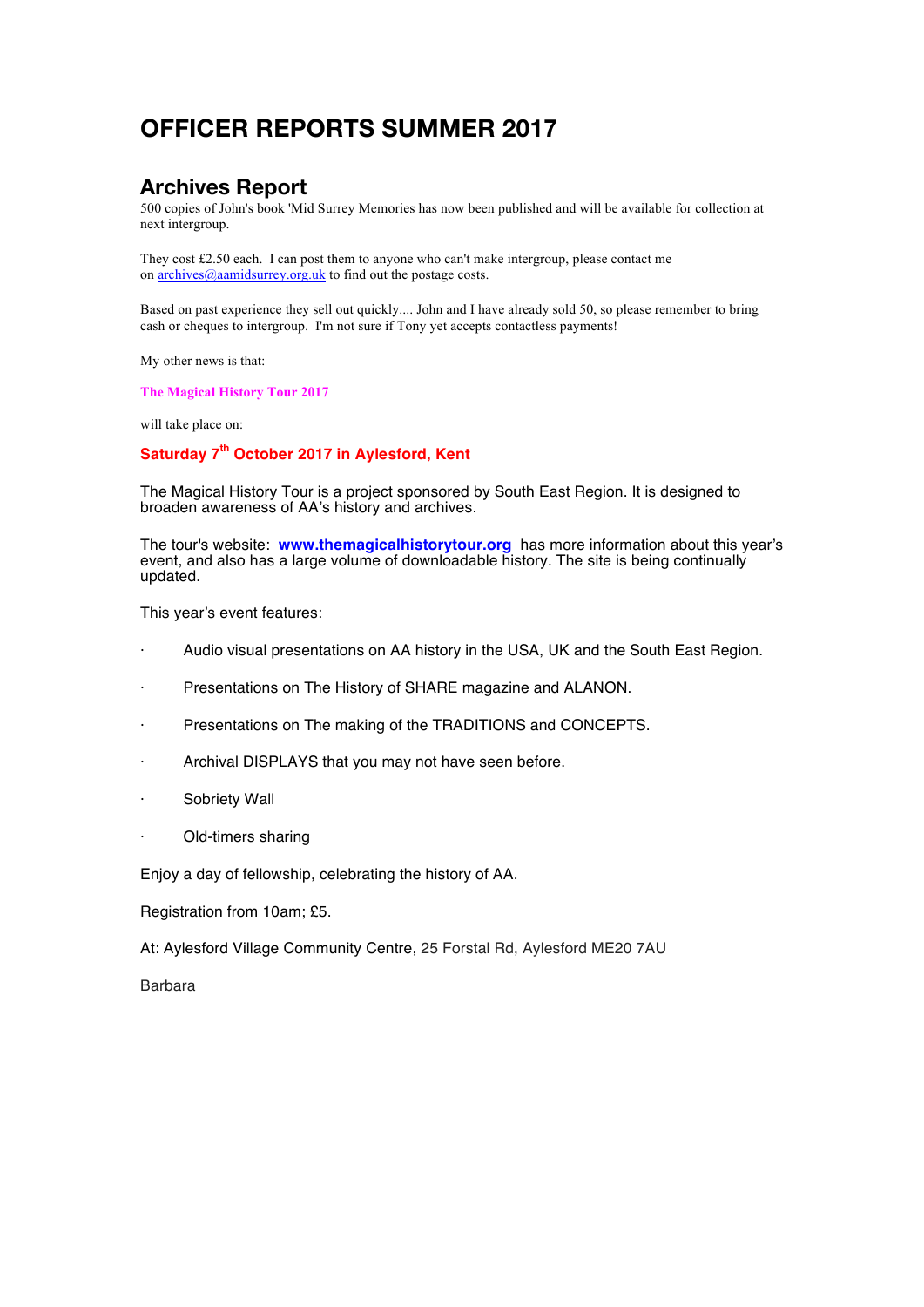# OFFICER REPORTS SUMMER 2017

## Archives Report

500 copies of John's book 'Mid Surrey Memories has now been published and will be available for collection at next intergroup.

They cost £2.50 each. I can post them to anyone who can't make intergroup, please contact me on archives@aamidsurrey.org.uk to find out the postage costs.

Based on past experience they sell out quickly.... John and I have already sold 50, so please remember to bring cash or cheques to intergroup. I'm not sure if Tony yet accepts contactless payments!

My other news is that:

**The Magical History Tour 2017**

will take place on:

**Saturday 7th October 2017 in Aylesford, Kent**

The Magical History Tour is a project sponsored by South East Region. It is designed to broaden awareness of AA's history and archives.

The tour's website: **www.themagicalhistorytour.org** has more information about this year's event, and also has a large volume of downloadable history. The site is being continually updated.

This year's event features:

- Audio visual presentations on AA history in the USA, UK and the South East Region.
- Presentations on The History of SHARE magazine and ALANON.
- Presentations on The making of the TRADITIONS and CONCEPTS.
- Archival DISPLAYS that you may not have seen before.
- Sobriety Wall
- Old-timers sharing

Enjoy a day of fellowship, celebrating the history of AA.

Registration from 10am; £5.

At: Aylesford Village Community Centre, 25 Forstal Rd, Aylesford ME20 7AU

Barbara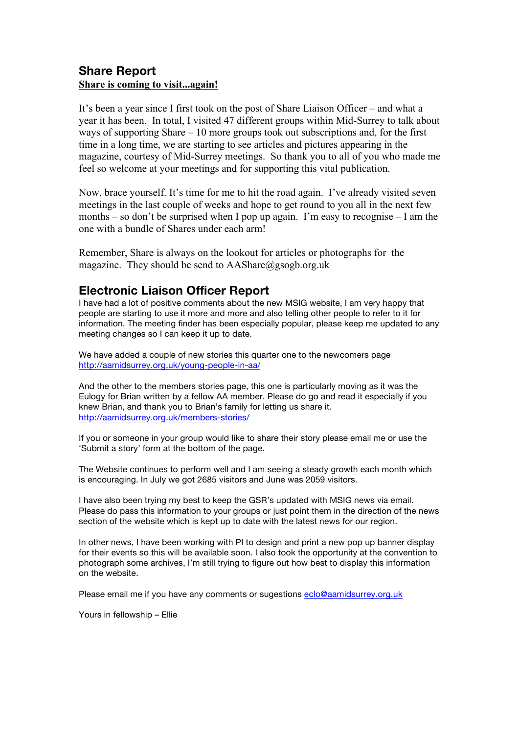## Share Report

**Share is coming to visit...again!**

It's been a year since I first took on the post of Share Liaison Officer – and what a year it has been. In total, I visited 47 different groups within Mid-Surrey to talk about ways of supporting Share – 10 more groups took out subscriptions and, for the first time in a long time, we are starting to see articles and pictures appearing in the magazine, courtesy of Mid-Surrey meetings. So thank you to all of you who made me feel so welcome at your meetings and for supporting this vital publication.

Now, brace yourself. It's time for me to hit the road again. I've already visited seven meetings in the last couple of weeks and hope to get round to you all in the next few months – so don't be surprised when I pop up again. I'm easy to recognise – I am the one with a bundle of Shares under each arm!

Remember, Share is always on the lookout for articles or photographs for the magazine. They should be send to AAShare@gsogb.org.uk

## Electronic Liaison Officer Report

I have had a lot of positive comments about the new MSIG website, I am very happy that people are starting to use it more and more and also telling other people to refer to it for information. The meeting finder has been especially popular, please keep me updated to any meeting changes so I can keep it up to date.

We have added a couple of new stories this quarter one to the newcomers page
http://aamidsurrey.org.uk/young-people-in-aa/

And the other to the members stories page, this one is particularly moving as it was the Eulogy for Brian written by a fellow AA member. Please do go and read it especially if you knew Brian, and thank you to Brian's family for letting us share it.
http://aamidsurrey.org.uk/members-stories/

If you or someone in your group would like to share their story please email me or use the 'Submit a story' form at the bottom of the page.

The Website continues to perform well and I am seeing a steady growth each month which is encouraging. In July we got 2685 visitors and June was 2059 visitors.

I have also been trying my best to keep the GSR's updated with MSIG news via email. Please do pass this information to your groups or just point them in the direction of the news section of the website which is kept up to date with the latest news for our region.

In other news, I have been working with PI to design and print a new pop up banner display for their events so this will be available soon. I also took the opportunity at the convention to photograph some archives, I'm still trying to figure out how best to display this information on the website.

Please email me if you have any comments or sugestions eclo@aamidsurrey.org.uk

Yours in fellowship – Ellie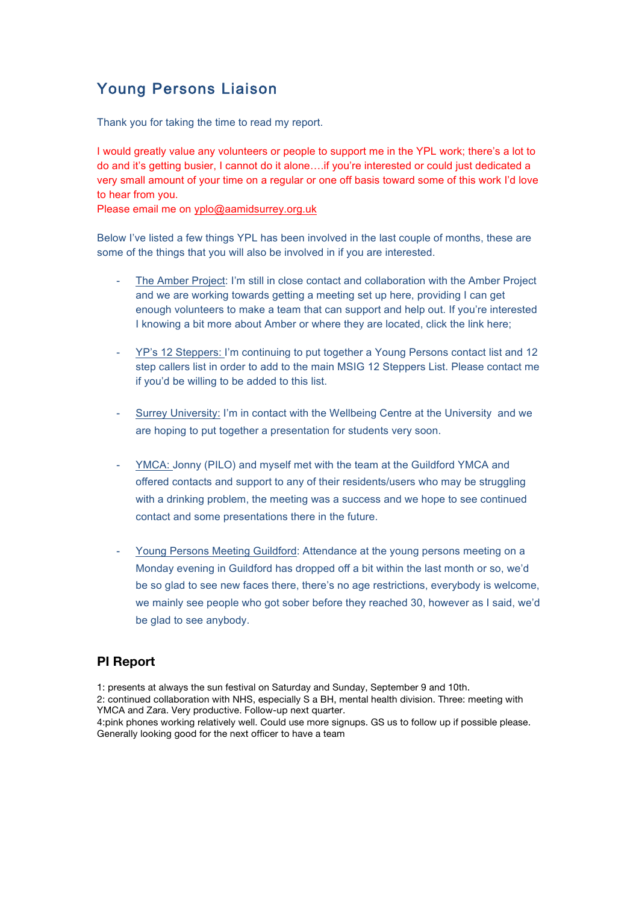## Young Persons Liaison

Thank you for taking the time to read my report.

I would greatly value any volunteers or people to support me in the YPL work; there's a lot to do and it's getting busier, I cannot do it alone….if you're interested or could just dedicated a very small amount of your time on a regular or one off basis toward some of this work I'd love to hear from you.
Please email me on yplo@aamidsurrey.org.uk

Below I've listed a few things YPL has been involved in the last couple of months, these are some of the things that you will also be involved in if you are interested.

- The Amber Project: I'm still in close contact and collaboration with the Amber Project and we are working towards getting a meeting set up here, providing I can get enough volunteers to make a team that can support and help out. If you're interested I knowing a bit more about Amber or where they are located, click the link here;

- YP's 12 Steppers: I'm continuing to put together a Young Persons contact list and 12 step callers list in order to add to the main MSIG 12 Steppers List. Please contact me if you'd be willing to be added to this list.

- Surrey University: I'm in contact with the Wellbeing Centre at the University and we are hoping to put together a presentation for students very soon.

- YMCA: Jonny (PILO) and myself met with the team at the Guildford YMCA and offered contacts and support to any of their residents/users who may be struggling with a drinking problem, the meeting was a success and we hope to see continued contact and some presentations there in the future.

- Young Persons Meeting Guildford: Attendance at the young persons meeting on a Monday evening in Guildford has dropped off a bit within the last month or so, we'd be so glad to see new faces there, there's no age restrictions, everybody is welcome, we mainly see people who got sober before they reached 30, however as I said, we'd be glad to see anybody.

## PI Report

1: presents at always the sun festival on Saturday and Sunday, September 9 and 10th.
2: continued collaboration with NHS, especially S a BH, mental health division. Three: meeting with YMCA and Zara. Very productive. Follow-up next quarter.
4:pink phones working relatively well. Could use more signups. GS us to follow up if possible please.
Generally looking good for the next officer to have a team